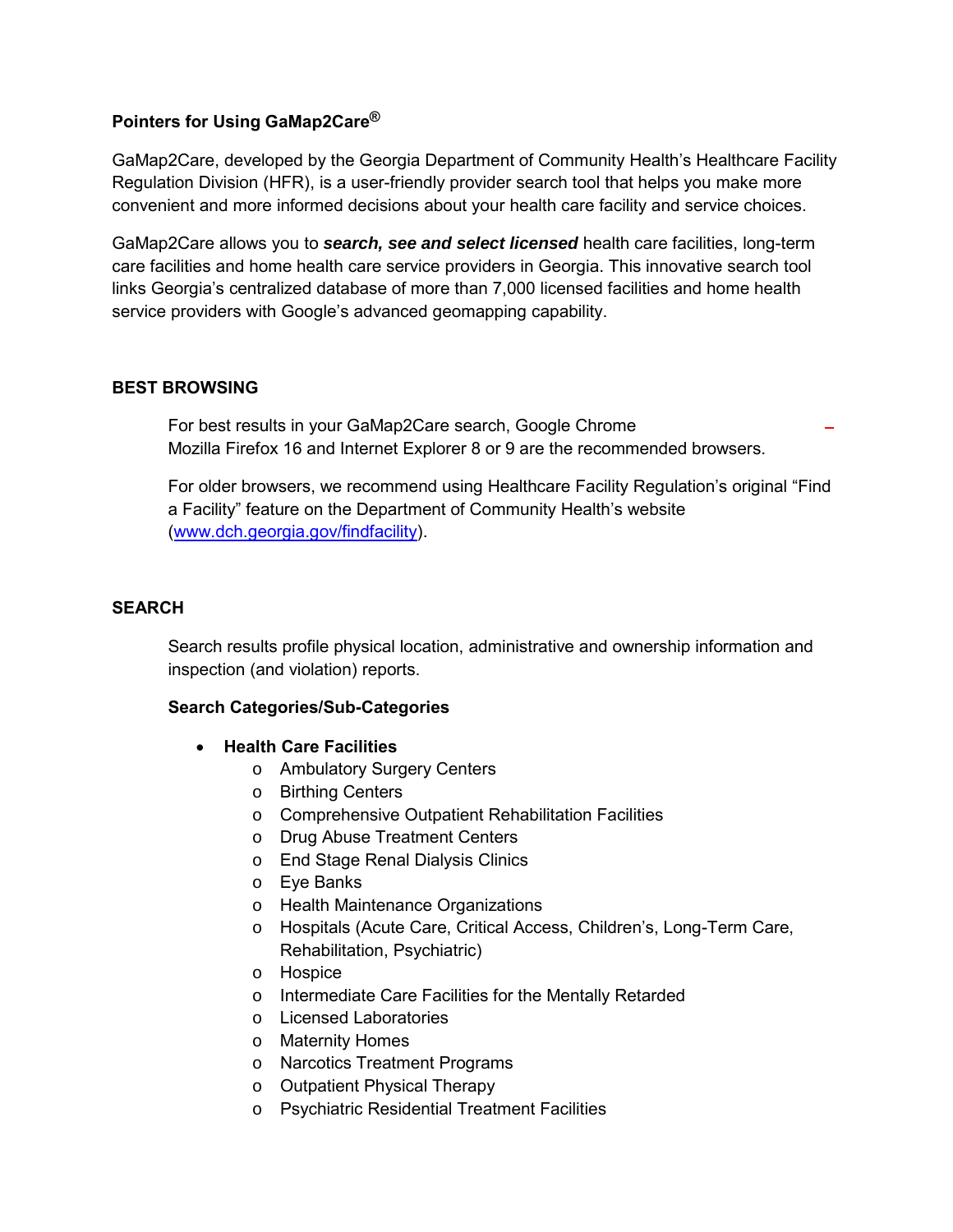**Pointers for Using GaMap2Care®**

GaMap2Care, developed by the Georgia Department of Community Health's Healthcare Facility Regulation Division (HFR), is a user-friendly provider search tool that helps you make more convenient and more informed decisions about your health care facility and service choices.

GaMap2Care allows you to ***search, see and select licensed*** health care facilities, long-term care facilities and home health care service providers in Georgia. This innovative search tool links Georgia's centralized database of more than 7,000 licensed facilities and home health service providers with Google's advanced geomapping capability.

**BEST BROWSING**

For best results in your GaMap2Care search, Google Chrome Mozilla Firefox 16 and Internet Explorer 8 or 9 are the recommended browsers.

For older browsers, we recommend using Healthcare Facility Regulation's original "Find a Facility" feature on the Department of Community Health's website (www.dch.georgia.gov/findfacility).

**SEARCH**

Search results profile physical location, administrative and ownership information and inspection (and violation) reports.

**Search Categories/Sub-Categories**

- **Health Care Facilities**
  - Ambulatory Surgery Centers
  - Birthing Centers
  - Comprehensive Outpatient Rehabilitation Facilities
  - Drug Abuse Treatment Centers
  - End Stage Renal Dialysis Clinics
  - Eye Banks
  - Health Maintenance Organizations
  - Hospitals (Acute Care, Critical Access, Children's, Long-Term Care, Rehabilitation, Psychiatric)
  - Hospice
  - Intermediate Care Facilities for the Mentally Retarded
  - Licensed Laboratories
  - Maternity Homes
  - Narcotics Treatment Programs
  - Outpatient Physical Therapy
  - Psychiatric Residential Treatment Facilities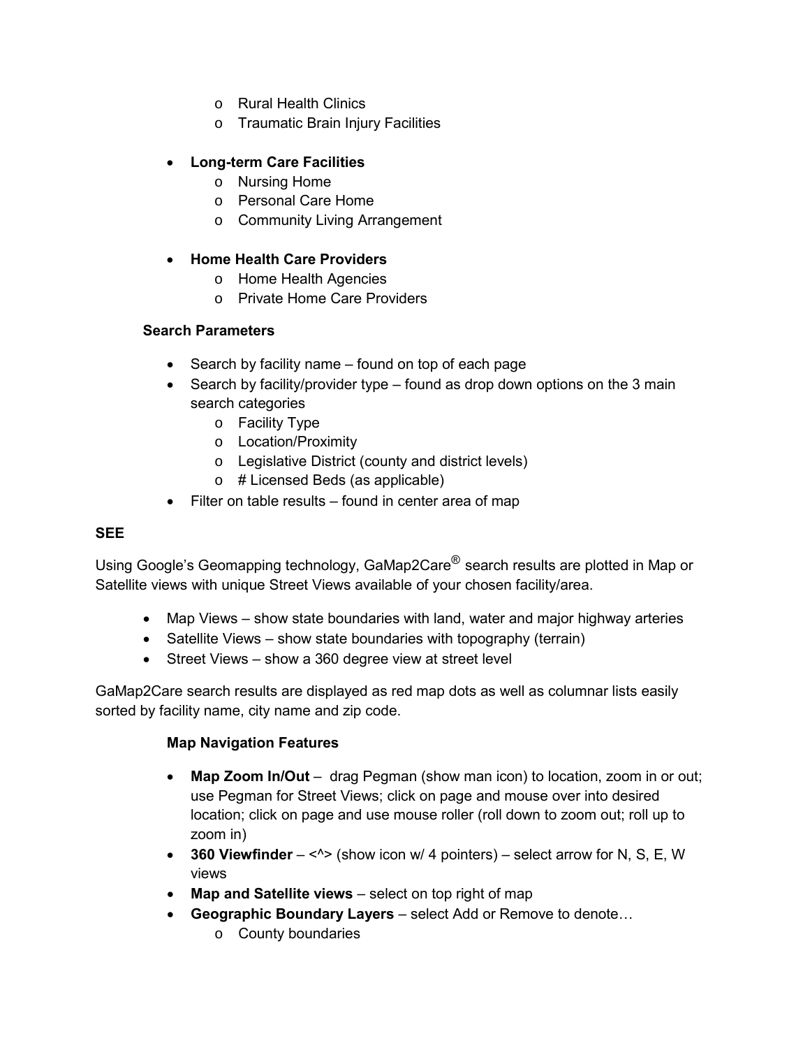- Rural Health Clinics
  - Traumatic Brain Injury Facilities

- **Long-term Care Facilities**
  - Nursing Home
  - Personal Care Home
  - Community Living Arrangement

- **Home Health Care Providers**
  - Home Health Agencies
  - Private Home Care Providers

**Search Parameters**

- Search by facility name – found on top of each page
- Search by facility/provider type – found as drop down options on the 3 main search categories
  - Facility Type
  - Location/Proximity
  - Legislative District (county and district levels)
  - # Licensed Beds (as applicable)
- Filter on table results – found in center area of map

**SEE**

Using Google's Geomapping technology, GaMap2Care® search results are plotted in Map or Satellite views with unique Street Views available of your chosen facility/area.

- Map Views – show state boundaries with land, water and major highway arteries
- Satellite Views – show state boundaries with topography (terrain)
- Street Views – show a 360 degree view at street level

GaMap2Care search results are displayed as red map dots as well as columnar lists easily sorted by facility name, city name and zip code.

**Map Navigation Features**

- **Map Zoom In/Out** – drag Pegman (show man icon) to location, zoom in or out; use Pegman for Street Views; click on page and mouse over into desired location; click on page and use mouse roller (roll down to zoom out; roll up to zoom in)
- **360 Viewfinder** – <^> (show icon w/ 4 pointers) – select arrow for N, S, E, W views
- **Map and Satellite views** – select on top right of map
- **Geographic Boundary Layers** – select Add or Remove to denote…
  - County boundaries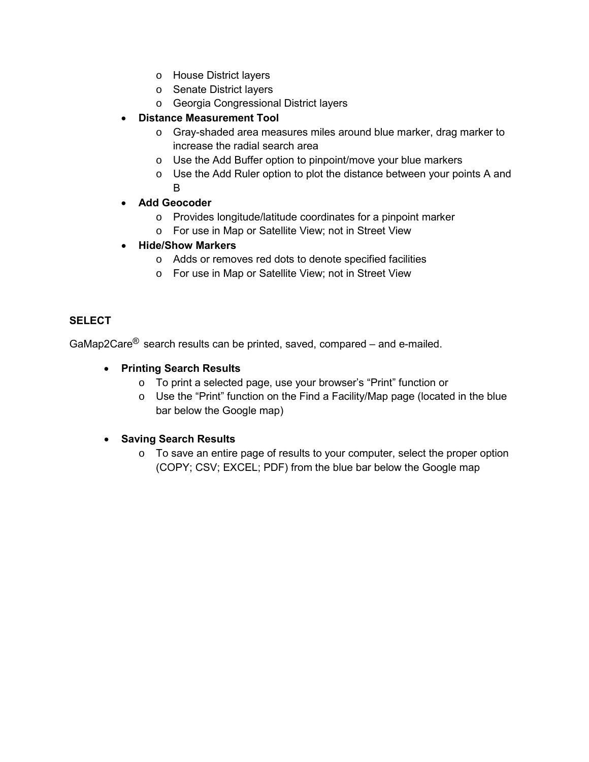- House District layers
  - Senate District layers
  - Georgia Congressional District layers
- **Distance Measurement Tool**
  - Gray-shaded area measures miles around blue marker, drag marker to increase the radial search area
  - Use the Add Buffer option to pinpoint/move your blue markers
  - Use the Add Ruler option to plot the distance between your points A and B
- **Add Geocoder**
  - Provides longitude/latitude coordinates for a pinpoint marker
  - For use in Map or Satellite View; not in Street View
- **Hide/Show Markers**
  - Adds or removes red dots to denote specified facilities
  - For use in Map or Satellite View; not in Street View

## SELECT

GaMap2Care® search results can be printed, saved, compared – and e-mailed.

- **Printing Search Results**
  - To print a selected page, use your browser's "Print" function or
  - Use the "Print" function on the Find a Facility/Map page (located in the blue bar below the Google map)

- **Saving Search Results**
  - To save an entire page of results to your computer, select the proper option (COPY; CSV; EXCEL; PDF) from the blue bar below the Google map